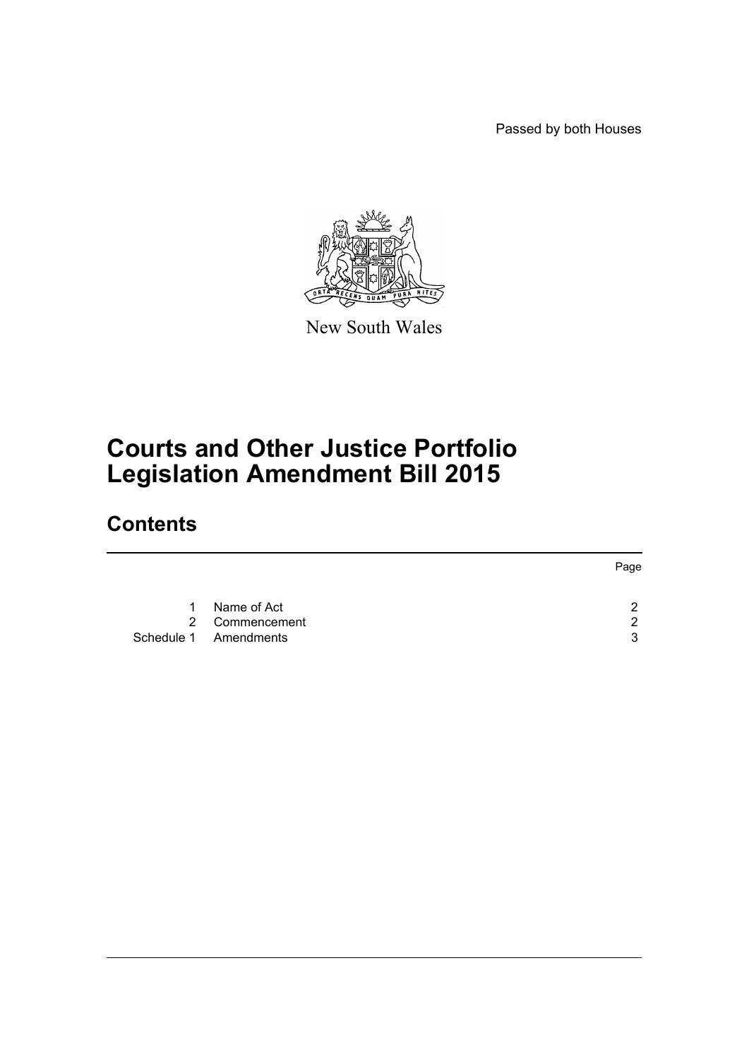Passed by both Houses

New South Wales

# Courts and Other Justice Portfolio Legislation Amendment Bill 2015

## Contents

| | | Page |
|---|---|---|
| 1 | Name of Act | 2 |
| 2 | Commencement | 2 |
| Schedule 1 | Amendments | 3 |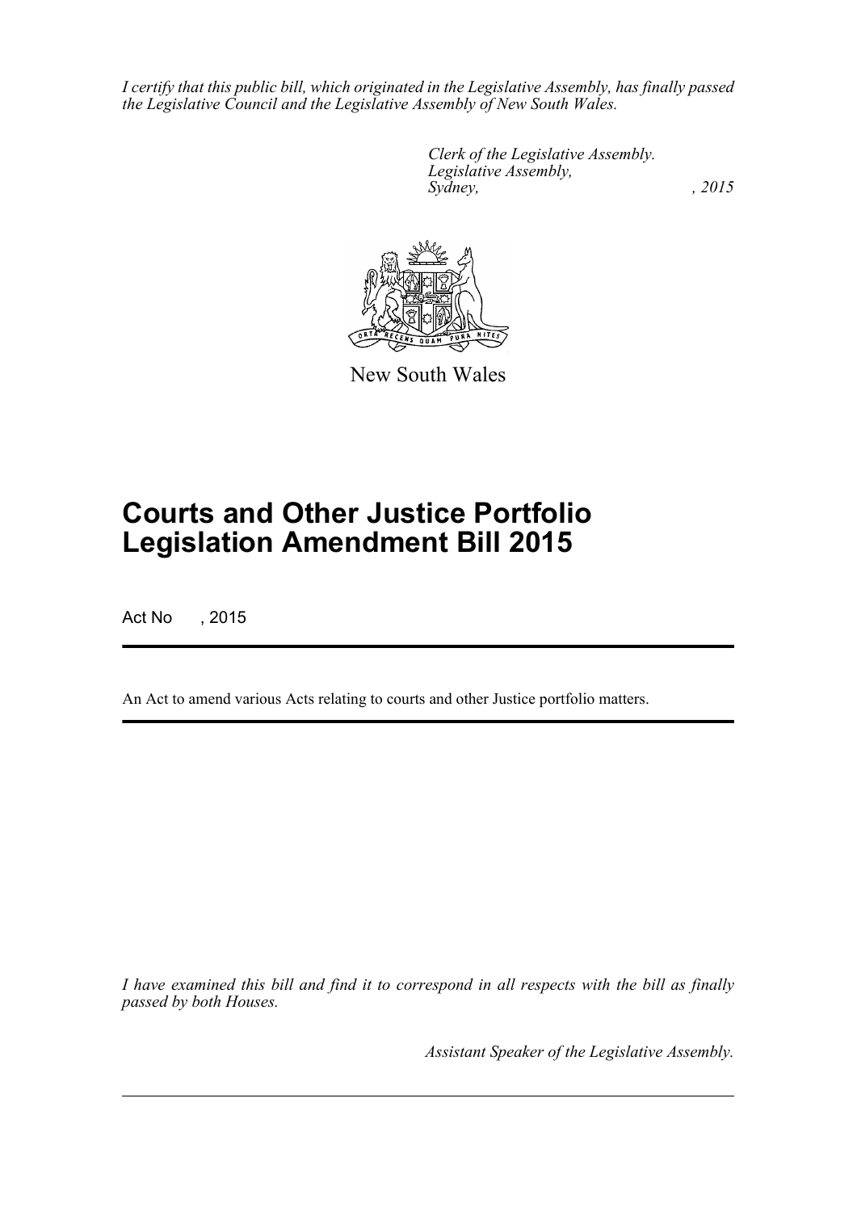*I certify that this public bill, which originated in the Legislative Assembly, has finally passed the Legislative Council and the Legislative Assembly of New South Wales.*

*Clerk of the Legislative Assembly.*
*Legislative Assembly,*
*Sydney, , 2015*

New South Wales

# Courts and Other Justice Portfolio Legislation Amendment Bill 2015

Act No , 2015

An Act to amend various Acts relating to courts and other Justice portfolio matters.

*I have examined this bill and find it to correspond in all respects with the bill as finally passed by both Houses.*

*Assistant Speaker of the Legislative Assembly.*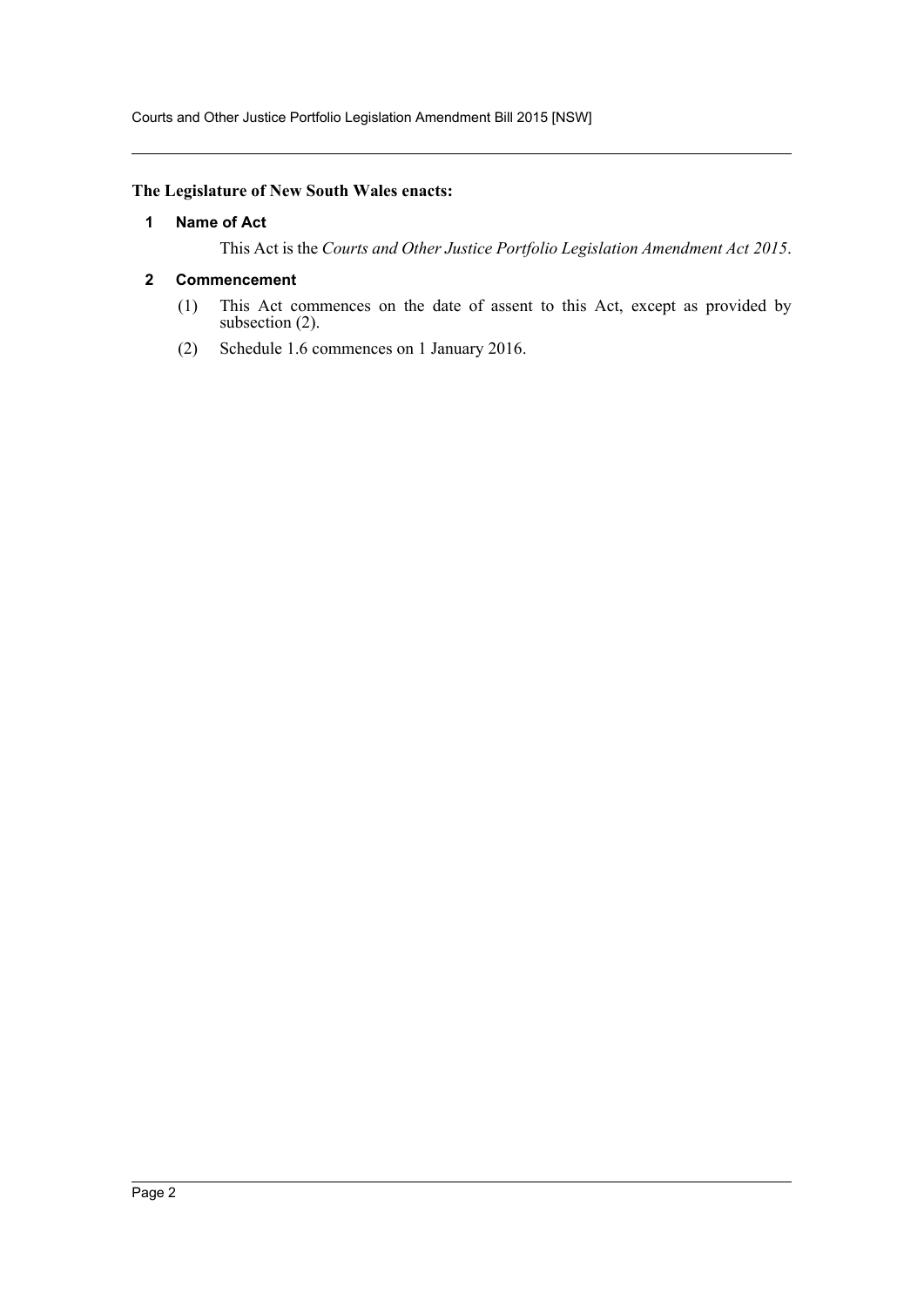**The Legislature of New South Wales enacts:**

### 1 Name of Act

This Act is the *Courts and Other Justice Portfolio Legislation Amendment Act 2015*.

### 2 Commencement

(1) This Act commences on the date of assent to this Act, except as provided by subsection (2).

(2) Schedule 1.6 commences on 1 January 2016.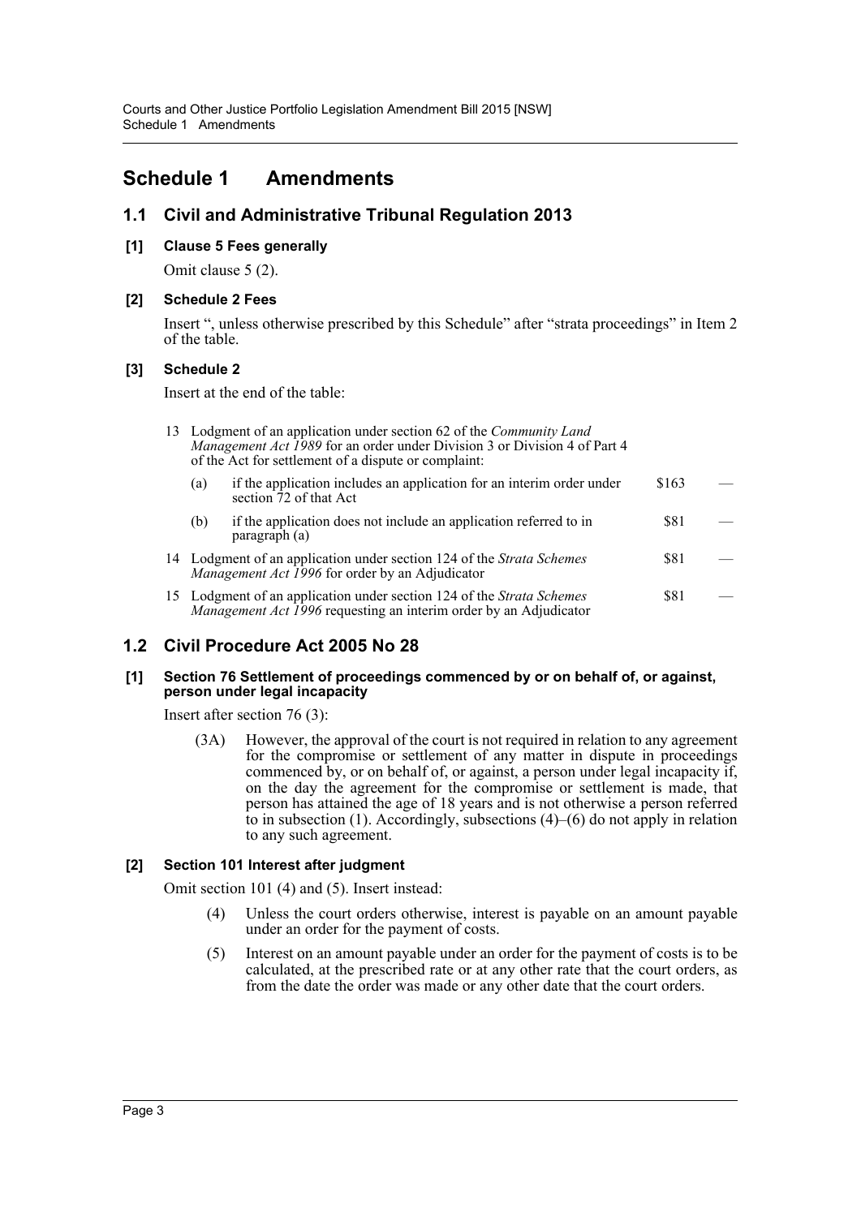# Schedule 1 Amendments

## 1.1 Civil and Administrative Tribunal Regulation 2013

### [1] Clause 5 Fees generally

Omit clause 5 (2).

### [2] Schedule 2 Fees

Insert ", unless otherwise prescribed by this Schedule" after "strata proceedings" in Item 2 of the table.

### [3] Schedule 2

Insert at the end of the table:

| | | | | |
|---|---|---|---|---|
| 13 | Lodgment of an application under section 62 of the *Community Land Management Act 1989* for an order under Division 3 or Division 4 of Part 4 of the Act for settlement of a dispute or complaint: | | | |
| | (a) if the application includes an application for an interim order under section 72 of that Act | | $163 | — |
| | (b) if the application does not include an application referred to in paragraph (a) | | $81 | — |
| 14 | Lodgment of an application under section 124 of the *Strata Schemes Management Act 1996* for order by an Adjudicator | | $81 | — |
| 15 | Lodgment of an application under section 124 of the *Strata Schemes Management Act 1996* requesting an interim order by an Adjudicator | | $81 | — |

## 1.2 Civil Procedure Act 2005 No 28

### [1] Section 76 Settlement of proceedings commenced by or on behalf of, or against, person under legal incapacity

Insert after section 76 (3):

> (3A) However, the approval of the court is not required in relation to any agreement for the compromise or settlement of any matter in dispute in proceedings commenced by, or on behalf of, or against, a person under legal incapacity if, on the day the agreement for the compromise or settlement is made, that person has attained the age of 18 years and is not otherwise a person referred to in subsection (1). Accordingly, subsections (4)–(6) do not apply in relation to any such agreement.

### [2] Section 101 Interest after judgment

Omit section 101 (4) and (5). Insert instead:

> (4) Unless the court orders otherwise, interest is payable on an amount payable under an order for the payment of costs.
>
> (5) Interest on an amount payable under an order for the payment of costs is to be calculated, at the prescribed rate or at any other rate that the court orders, as from the date the order was made or any other date that the court orders.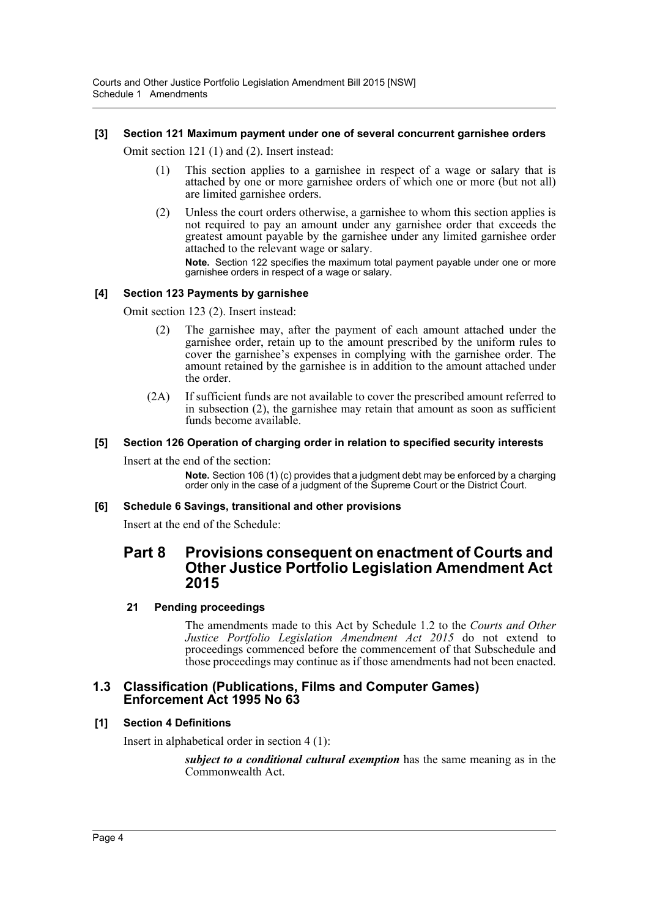#### [3] Section 121 Maximum payment under one of several concurrent garnishee orders

Omit section 121 (1) and (2). Insert instead:

> (1) This section applies to a garnishee in respect of a wage or salary that is attached by one or more garnishee orders of which one or more (but not all) are limited garnishee orders.
>
> (2) Unless the court orders otherwise, a garnishee to whom this section applies is not required to pay an amount under any garnishee order that exceeds the greatest amount payable by the garnishee under any limited garnishee order attached to the relevant wage or salary.
>
> **Note.** Section 122 specifies the maximum total payment payable under one or more garnishee orders in respect of a wage or salary.

#### [4] Section 123 Payments by garnishee

Omit section 123 (2). Insert instead:

> (2) The garnishee may, after the payment of each amount attached under the garnishee order, retain up to the amount prescribed by the uniform rules to cover the garnishee's expenses in complying with the garnishee order. The amount retained by the garnishee is in addition to the amount attached under the order.
>
> (2A) If sufficient funds are not available to cover the prescribed amount referred to in subsection (2), the garnishee may retain that amount as soon as sufficient funds become available.

#### [5] Section 126 Operation of charging order in relation to specified security interests

Insert at the end of the section:

> **Note.** Section 106 (1) (c) provides that a judgment debt may be enforced by a charging order only in the case of a judgment of the Supreme Court or the District Court.

#### [6] Schedule 6 Savings, transitional and other provisions

Insert at the end of the Schedule:

## Part 8 Provisions consequent on enactment of Courts and Other Justice Portfolio Legislation Amendment Act 2015

#### 21 Pending proceedings

The amendments made to this Act by Schedule 1.2 to the *Courts and Other Justice Portfolio Legislation Amendment Act 2015* do not extend to proceedings commenced before the commencement of that Subschedule and those proceedings may continue as if those amendments had not been enacted.

### 1.3 Classification (Publications, Films and Computer Games) Enforcement Act 1995 No 63

#### [1] Section 4 Definitions

Insert in alphabetical order in section 4 (1):

> ***subject to a conditional cultural exemption*** has the same meaning as in the Commonwealth Act.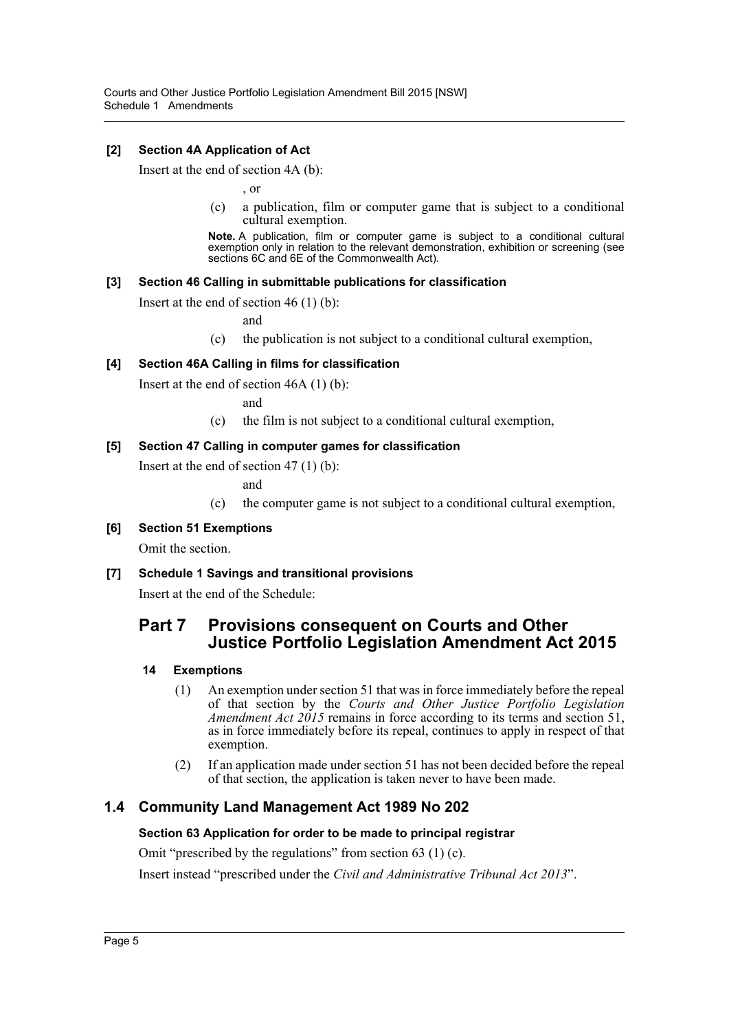**[2] Section 4A Application of Act**

Insert at the end of section 4A (b):

, or

(c) a publication, film or computer game that is subject to a conditional cultural exemption.

**Note.** A publication, film or computer game is subject to a conditional cultural exemption only in relation to the relevant demonstration, exhibition or screening (see sections 6C and 6E of the Commonwealth Act).

**[3] Section 46 Calling in submittable publications for classification**

Insert at the end of section 46 (1) (b):

and

(c) the publication is not subject to a conditional cultural exemption,

**[4] Section 46A Calling in films for classification**

Insert at the end of section 46A (1) (b):

and

(c) the film is not subject to a conditional cultural exemption,

**[5] Section 47 Calling in computer games for classification**

Insert at the end of section 47 (1) (b):

and

(c) the computer game is not subject to a conditional cultural exemption,

**[6] Section 51 Exemptions**

Omit the section.

**[7] Schedule 1 Savings and transitional provisions**

Insert at the end of the Schedule:

## Part 7 Provisions consequent on Courts and Other Justice Portfolio Legislation Amendment Act 2015

### 14 Exemptions

(1) An exemption under section 51 that was in force immediately before the repeal of that section by the *Courts and Other Justice Portfolio Legislation Amendment Act 2015* remains in force according to its terms and section 51, as in force immediately before its repeal, continues to apply in respect of that exemption.

(2) If an application made under section 51 has not been decided before the repeal of that section, the application is taken never to have been made.

## 1.4 Community Land Management Act 1989 No 202

**Section 63 Application for order to be made to principal registrar**

Omit "prescribed by the regulations" from section 63 (1) (c).

Insert instead "prescribed under the *Civil and Administrative Tribunal Act 2013*".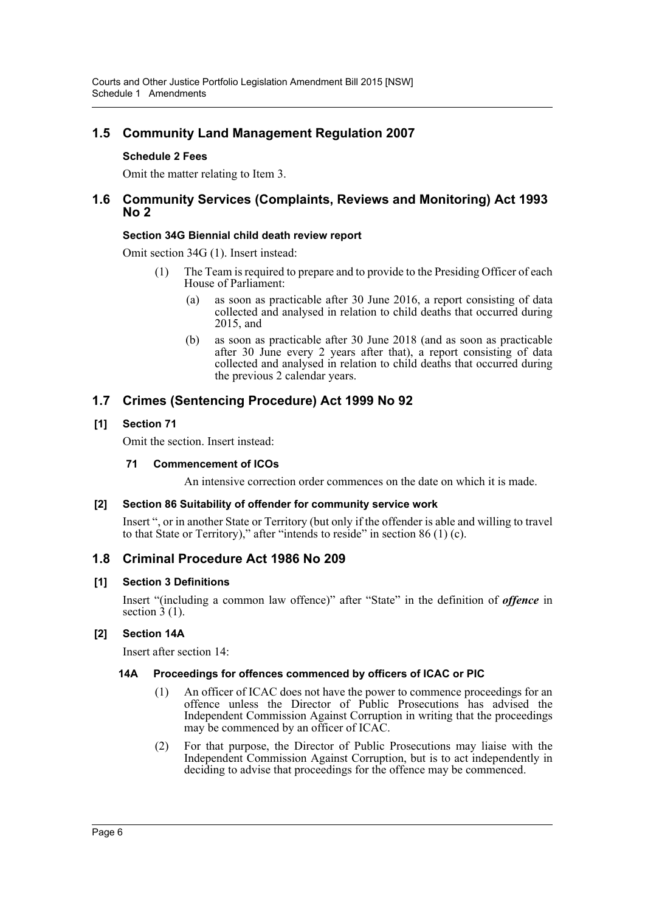## 1.5 Community Land Management Regulation 2007

### Schedule 2 Fees

Omit the matter relating to Item 3.

## 1.6 Community Services (Complaints, Reviews and Monitoring) Act 1993 No 2

### Section 34G Biennial child death review report

Omit section 34G (1). Insert instead:

(1) The Team is required to prepare and to provide to the Presiding Officer of each House of Parliament:

(a) as soon as practicable after 30 June 2016, a report consisting of data collected and analysed in relation to child deaths that occurred during 2015, and

(b) as soon as practicable after 30 June 2018 (and as soon as practicable after 30 June every 2 years after that), a report consisting of data collected and analysed in relation to child deaths that occurred during the previous 2 calendar years.

## 1.7 Crimes (Sentencing Procedure) Act 1999 No 92

### [1] Section 71

Omit the section. Insert instead:

#### 71 Commencement of ICOs

An intensive correction order commences on the date on which it is made.

### [2] Section 86 Suitability of offender for community service work

Insert ", or in another State or Territory (but only if the offender is able and willing to travel to that State or Territory)," after "intends to reside" in section 86 (1) (c).

## 1.8 Criminal Procedure Act 1986 No 209

### [1] Section 3 Definitions

Insert "(including a common law offence)" after "State" in the definition of ***offence*** in section 3 (1).

### [2] Section 14A

Insert after section 14:

#### 14A Proceedings for offences commenced by officers of ICAC or PIC

(1) An officer of ICAC does not have the power to commence proceedings for an offence unless the Director of Public Prosecutions has advised the Independent Commission Against Corruption in writing that the proceedings may be commenced by an officer of ICAC.

(2) For that purpose, the Director of Public Prosecutions may liaise with the Independent Commission Against Corruption, but is to act independently in deciding to advise that proceedings for the offence may be commenced.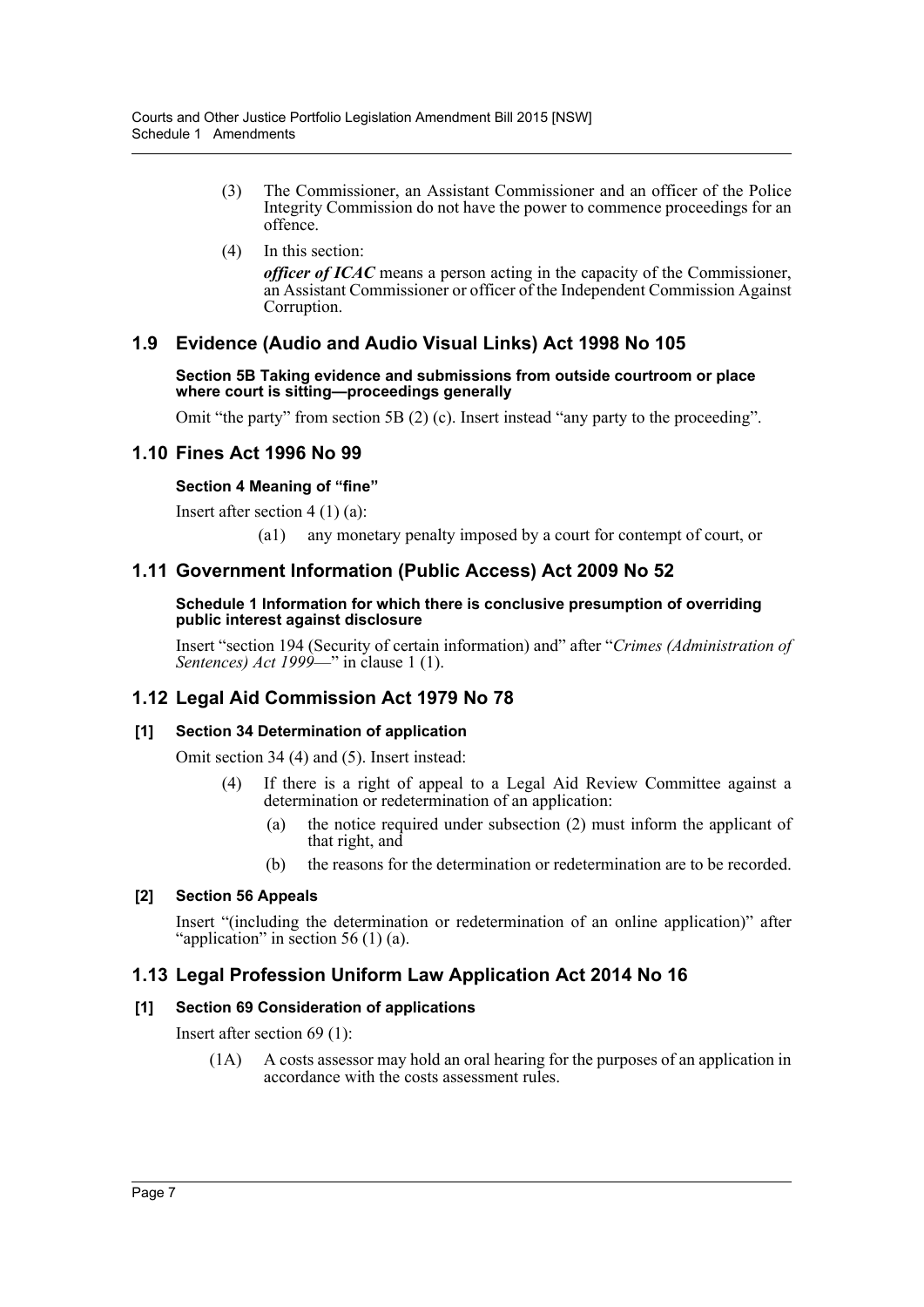(3) The Commissioner, an Assistant Commissioner and an officer of the Police Integrity Commission do not have the power to commence proceedings for an offence.

(4) In this section:

***officer of ICAC*** means a person acting in the capacity of the Commissioner, an Assistant Commissioner or officer of the Independent Commission Against Corruption.

## 1.9 Evidence (Audio and Audio Visual Links) Act 1998 No 105

**Section 5B Taking evidence and submissions from outside courtroom or place where court is sitting—proceedings generally**

Omit "the party" from section 5B (2) (c). Insert instead "any party to the proceeding".

## 1.10 Fines Act 1996 No 99

**Section 4 Meaning of "fine"**

Insert after section 4 (1) (a):

(a1) any monetary penalty imposed by a court for contempt of court, or

## 1.11 Government Information (Public Access) Act 2009 No 52

**Schedule 1 Information for which there is conclusive presumption of overriding public interest against disclosure**

Insert "section 194 (Security of certain information) and" after "*Crimes (Administration of Sentences) Act 1999*—" in clause 1 (1).

## 1.12 Legal Aid Commission Act 1979 No 78

**[1] Section 34 Determination of application**

Omit section 34 (4) and (5). Insert instead:

(4) If there is a right of appeal to a Legal Aid Review Committee against a determination or redetermination of an application:

(a) the notice required under subsection (2) must inform the applicant of that right, and

(b) the reasons for the determination or redetermination are to be recorded.

**[2] Section 56 Appeals**

Insert "(including the determination or redetermination of an online application)" after "application" in section 56 (1) (a).

## 1.13 Legal Profession Uniform Law Application Act 2014 No 16

**[1] Section 69 Consideration of applications**

Insert after section 69 (1):

(1A) A costs assessor may hold an oral hearing for the purposes of an application in accordance with the costs assessment rules.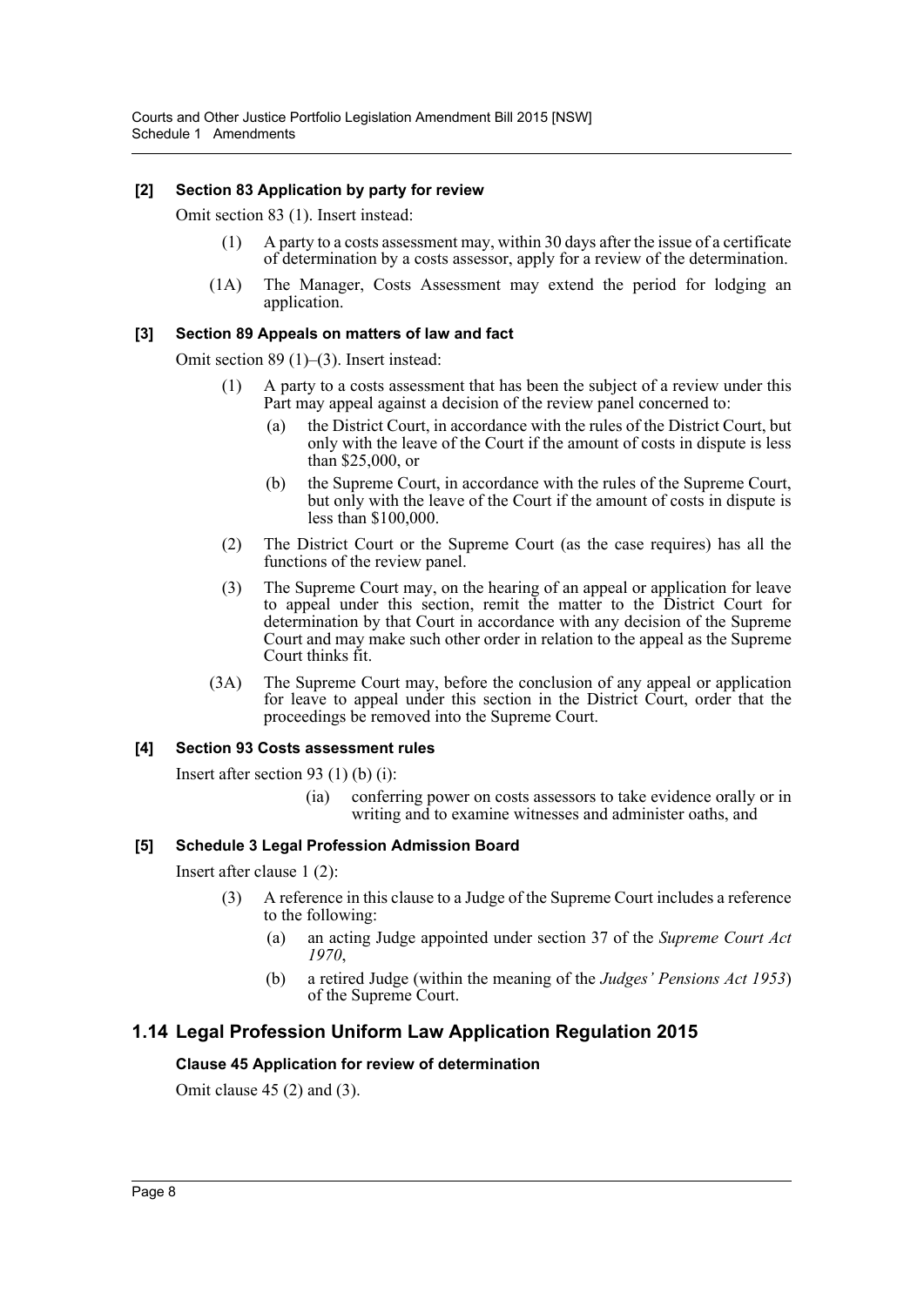**[2] Section 83 Application by party for review**

Omit section 83 (1). Insert instead:

> (1) A party to a costs assessment may, within 30 days after the issue of a certificate of determination by a costs assessor, apply for a review of the determination.
>
> (1A) The Manager, Costs Assessment may extend the period for lodging an application.

**[3] Section 89 Appeals on matters of law and fact**

Omit section 89 (1)–(3). Insert instead:

> (1) A party to a costs assessment that has been the subject of a review under this Part may appeal against a decision of the review panel concerned to:
>
> (a) the District Court, in accordance with the rules of the District Court, but only with the leave of the Court if the amount of costs in dispute is less than $25,000, or
>
> (b) the Supreme Court, in accordance with the rules of the Supreme Court, but only with the leave of the Court if the amount of costs in dispute is less than $100,000.
>
> (2) The District Court or the Supreme Court (as the case requires) has all the functions of the review panel.
>
> (3) The Supreme Court may, on the hearing of an appeal or application for leave to appeal under this section, remit the matter to the District Court for determination by that Court in accordance with any decision of the Supreme Court and may make such other order in relation to the appeal as the Supreme Court thinks fit.
>
> (3A) The Supreme Court may, before the conclusion of any appeal or application for leave to appeal under this section in the District Court, order that the proceedings be removed into the Supreme Court.

**[4] Section 93 Costs assessment rules**

Insert after section 93 (1) (b) (i):

> (ia) conferring power on costs assessors to take evidence orally or in writing and to examine witnesses and administer oaths, and

**[5] Schedule 3 Legal Profession Admission Board**

Insert after clause 1 (2):

> (3) A reference in this clause to a Judge of the Supreme Court includes a reference to the following:
>
> (a) an acting Judge appointed under section 37 of the *Supreme Court Act 1970*,
>
> (b) a retired Judge (within the meaning of the *Judges' Pensions Act 1953*) of the Supreme Court.

## 1.14 Legal Profession Uniform Law Application Regulation 2015

**Clause 45 Application for review of determination**

Omit clause 45 (2) and (3).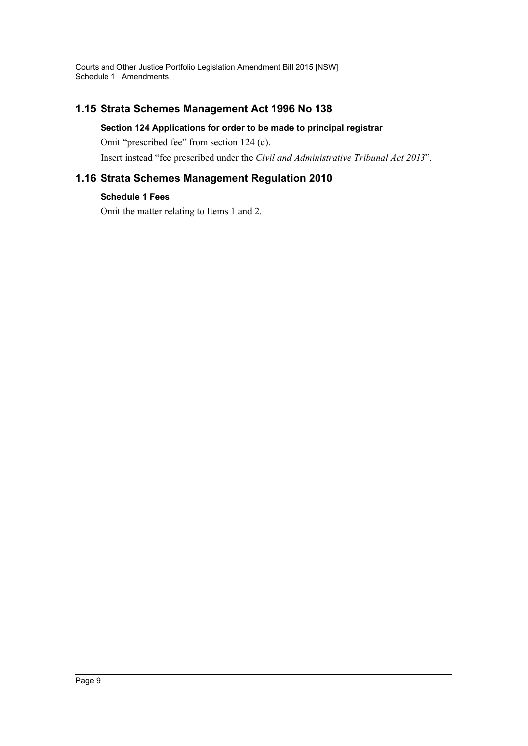## 1.15 Strata Schemes Management Act 1996 No 138

### Section 124 Applications for order to be made to principal registrar

Omit "prescribed fee" from section 124 (c).

Insert instead "fee prescribed under the *Civil and Administrative Tribunal Act 2013*".

## 1.16 Strata Schemes Management Regulation 2010

### Schedule 1 Fees

Omit the matter relating to Items 1 and 2.